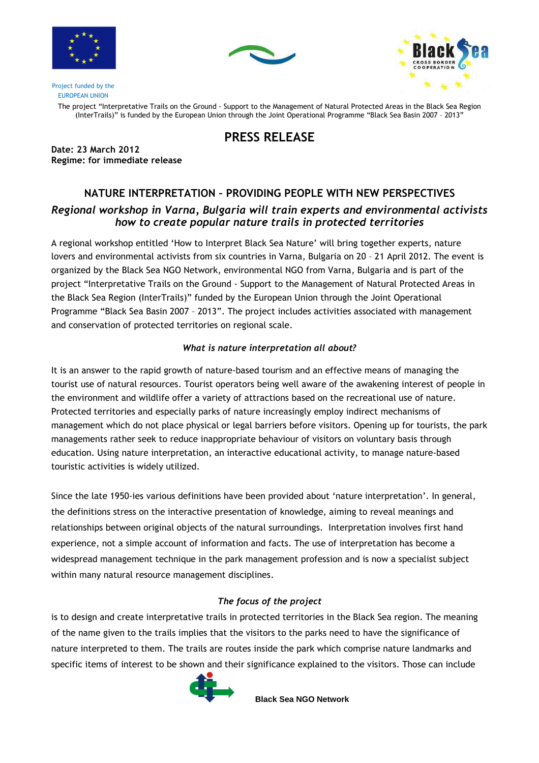Project funded by the EUROPEAN UNION

The project "Interpretative Trails on the Ground - Support to the Management of Natural Protected Areas in the Black Sea Region (InterTrails)" is funded by the European Union through the Joint Operational Programme "Black Sea Basin 2007 – 2013"

# PRESS RELEASE

**Date: 23 March 2012**
**Regime: for immediate release**

## NATURE INTERPRETATION – PROVIDING PEOPLE WITH NEW PERSPECTIVES

### *Regional workshop in Varna, Bulgaria will train experts and environmental activists how to create popular nature trails in protected territories*

A regional workshop entitled 'How to Interpret Black Sea Nature' will bring together experts, nature lovers and environmental activists from six countries in Varna, Bulgaria on 20 – 21 April 2012. The event is organized by the Black Sea NGO Network, environmental NGO from Varna, Bulgaria and is part of the project "Interpretative Trails on the Ground - Support to the Management of Natural Protected Areas in the Black Sea Region (InterTrails)" funded by the European Union through the Joint Operational Programme "Black Sea Basin 2007 – 2013". The project includes activities associated with management and conservation of protected territories on regional scale.

*What is nature interpretation all about?*

It is an answer to the rapid growth of nature-based tourism and an effective means of managing the tourist use of natural resources. Tourist operators being well aware of the awakening interest of people in the environment and wildlife offer a variety of attractions based on the recreational use of nature. Protected territories and especially parks of nature increasingly employ indirect mechanisms of management which do not place physical or legal barriers before visitors. Opening up for tourists, the park managements rather seek to reduce inappropriate behaviour of visitors on voluntary basis through education. Using nature interpretation, an interactive educational activity, to manage nature-based touristic activities is widely utilized.

Since the late 1950-ies various definitions have been provided about 'nature interpretation'. In general, the definitions stress on the interactive presentation of knowledge, aiming to reveal meanings and relationships between original objects of the natural surroundings. Interpretation involves first hand experience, not a simple account of information and facts. The use of interpretation has become a widespread management technique in the park management profession and is now a specialist subject within many natural resource management disciplines.

*The focus of the project*

is to design and create interpretative trails in protected territories in the Black Sea region. The meaning of the name given to the trails implies that the visitors to the parks need to have the significance of nature interpreted to them. The trails are routes inside the park which comprise nature landmarks and specific items of interest to be shown and their significance explained to the visitors. Those can include

Black Sea NGO Network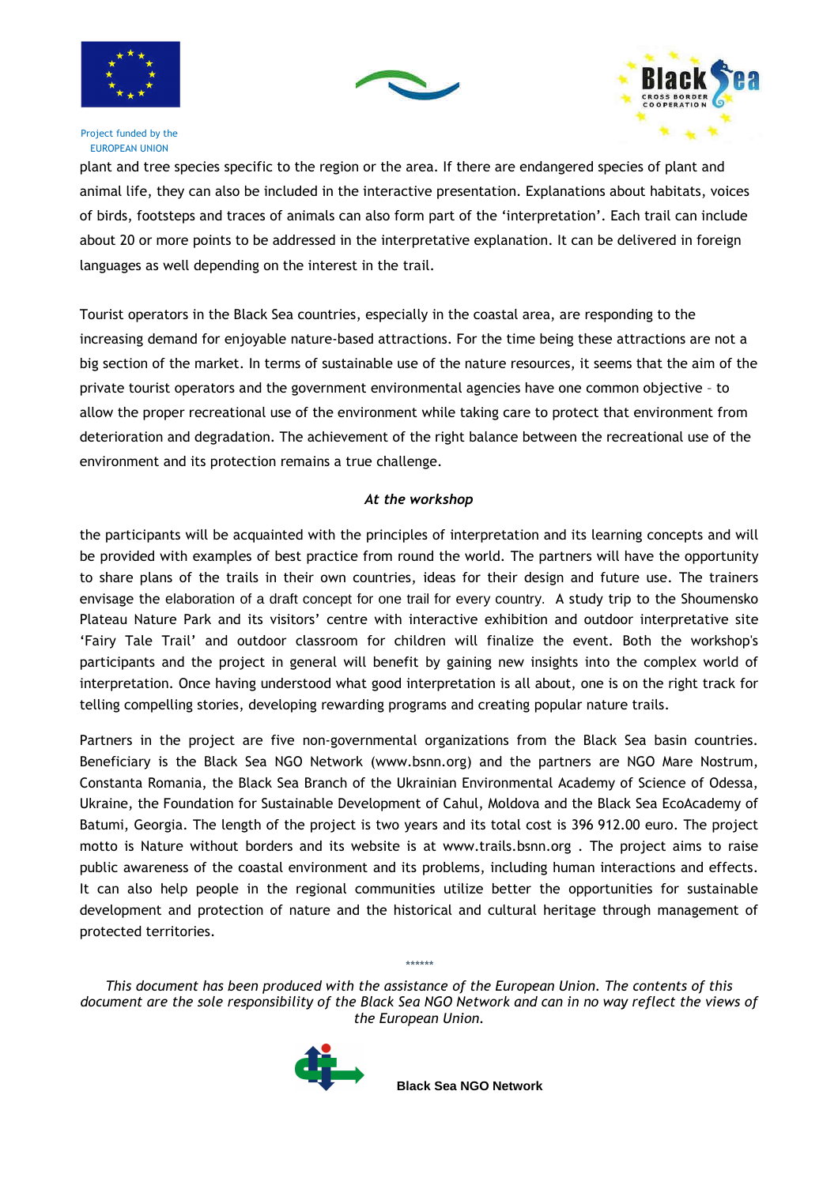plant and tree species specific to the region or the area. If there are endangered species of plant and animal life, they can also be included in the interactive presentation. Explanations about habitats, voices of birds, footsteps and traces of animals can also form part of the 'interpretation'. Each trail can include about 20 or more points to be addressed in the interpretative explanation. It can be delivered in foreign languages as well depending on the interest in the trail.

Tourist operators in the Black Sea countries, especially in the coastal area, are responding to the increasing demand for enjoyable nature-based attractions. For the time being these attractions are not a big section of the market. In terms of sustainable use of the nature resources, it seems that the aim of the private tourist operators and the government environmental agencies have one common objective – to allow the proper recreational use of the environment while taking care to protect that environment from deterioration and degradation. The achievement of the right balance between the recreational use of the environment and its protection remains a true challenge.

***At the workshop***

the participants will be acquainted with the principles of interpretation and its learning concepts and will be provided with examples of best practice from round the world. The partners will have the opportunity to share plans of the trails in their own countries, ideas for their design and future use. The trainers envisage the elaboration of a draft concept for one trail for every country. A study trip to the Shoumensko Plateau Nature Park and its visitors' centre with interactive exhibition and outdoor interpretative site 'Fairy Tale Trail' and outdoor classroom for children will finalize the event. Both the workshop's participants and the project in general will benefit by gaining new insights into the complex world of interpretation. Once having understood what good interpretation is all about, one is on the right track for telling compelling stories, developing rewarding programs and creating popular nature trails.

Partners in the project are five non-governmental organizations from the Black Sea basin countries. Beneficiary is the Black Sea NGO Network (www.bsnn.org) and the partners are NGO Mare Nostrum, Constanta Romania, the Black Sea Branch of the Ukrainian Environmental Academy of Science of Odessa, Ukraine, the Foundation for Sustainable Development of Cahul, Moldova and the Black Sea EcoAcademy of Batumi, Georgia. The length of the project is two years and its total cost is 396 912.00 euro. The project motto is Nature without borders and its website is at www.trails.bsnn.org . The project aims to raise public awareness of the coastal environment and its problems, including human interactions and effects. It can also help people in the regional communities utilize better the opportunities for sustainable development and protection of nature and the historical and cultural heritage through management of protected territories.

******

*This document has been produced with the assistance of the European Union. The contents of this document are the sole responsibility of the Black Sea NGO Network and can in no way reflect the views of the European Union.*

**Black Sea NGO Network**